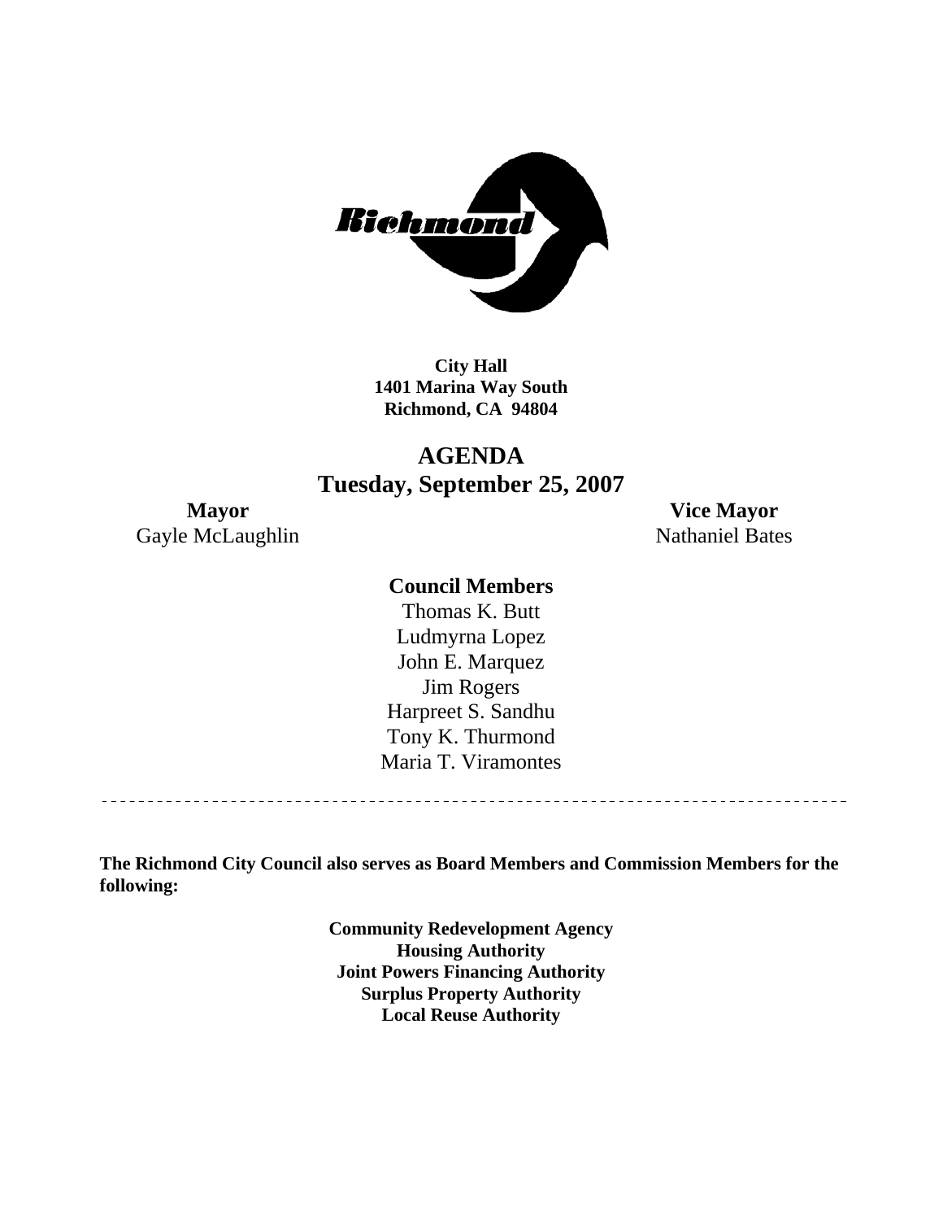**City Hall**
**1401 Marina Way South**
**Richmond, CA 94804**

# AGENDA
## Tuesday, September 25, 2007

**Mayor**
Gayle McLaughlin

**Vice Mayor**
Nathaniel Bates

**Council Members**

Thomas K. Butt
Ludmyrna Lopez
John E. Marquez
Jim Rogers
Harpreet S. Sandhu
Tony K. Thurmond
Maria T. Viramontes

---

**The Richmond City Council also serves as Board Members and Commission Members for the following:**

**Community Redevelopment Agency**
**Housing Authority**
**Joint Powers Financing Authority**
**Surplus Property Authority**
**Local Reuse Authority**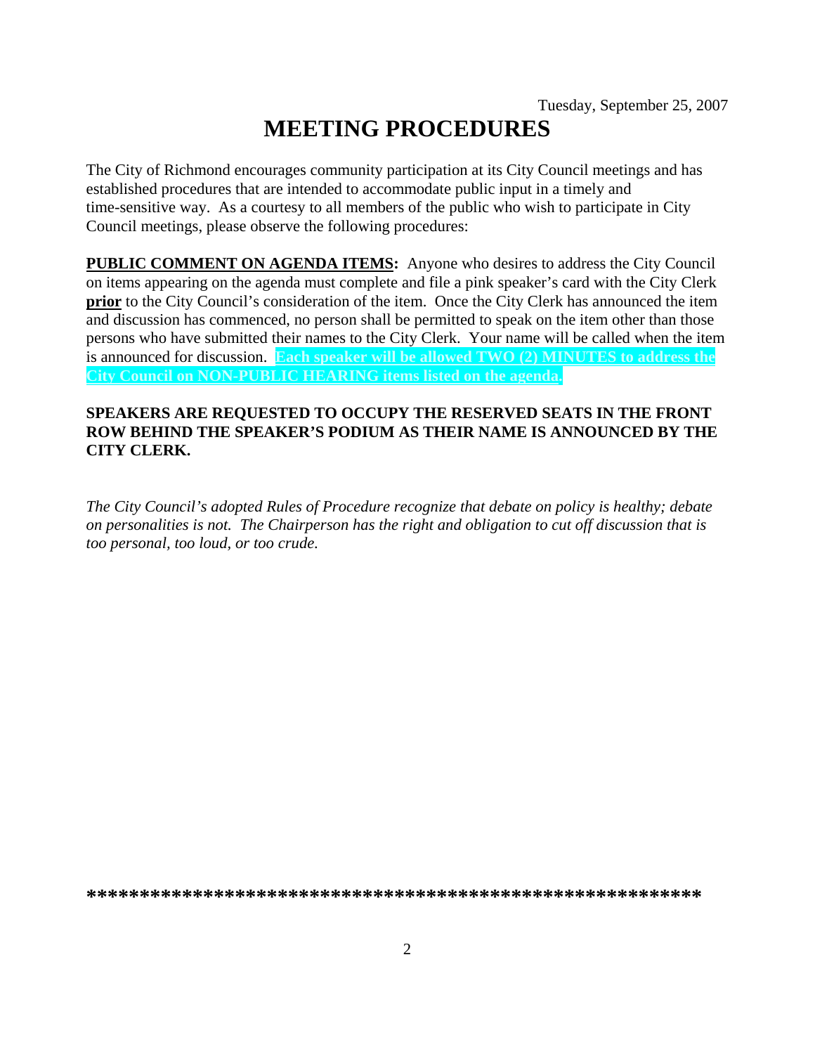Tuesday, September 25, 2007

# MEETING PROCEDURES

The City of Richmond encourages community participation at its City Council meetings and has established procedures that are intended to accommodate public input in a timely and time-sensitive way. As a courtesy to all members of the public who wish to participate in City Council meetings, please observe the following procedures:

**PUBLIC COMMENT ON AGENDA ITEMS:** Anyone who desires to address the City Council on items appearing on the agenda must complete and file a pink speaker's card with the City Clerk **prior** to the City Council's consideration of the item. Once the City Clerk has announced the item and discussion has commenced, no person shall be permitted to speak on the item other than those persons who have submitted their names to the City Clerk. Your name will be called when the item is announced for discussion. **Each speaker will be allowed TWO (2) MINUTES to address the City Council on NON-PUBLIC HEARING items listed on the agenda.**

**SPEAKERS ARE REQUESTED TO OCCUPY THE RESERVED SEATS IN THE FRONT ROW BEHIND THE SPEAKER'S PODIUM AS THEIR NAME IS ANNOUNCED BY THE CITY CLERK.**

*The City Council's adopted Rules of Procedure recognize that debate on policy is healthy; debate on personalities is not. The Chairperson has the right and obligation to cut off discussion that is too personal, too loud, or too crude.*

**\*\*\*\*\*\*\*\*\*\*\*\*\*\*\*\*\*\*\*\*\*\*\*\*\*\*\*\*\*\*\*\*\*\*\*\*\*\*\*\*\*\*\*\*\*\*\*\*\*\*\*\*\*\*\*\*\*\***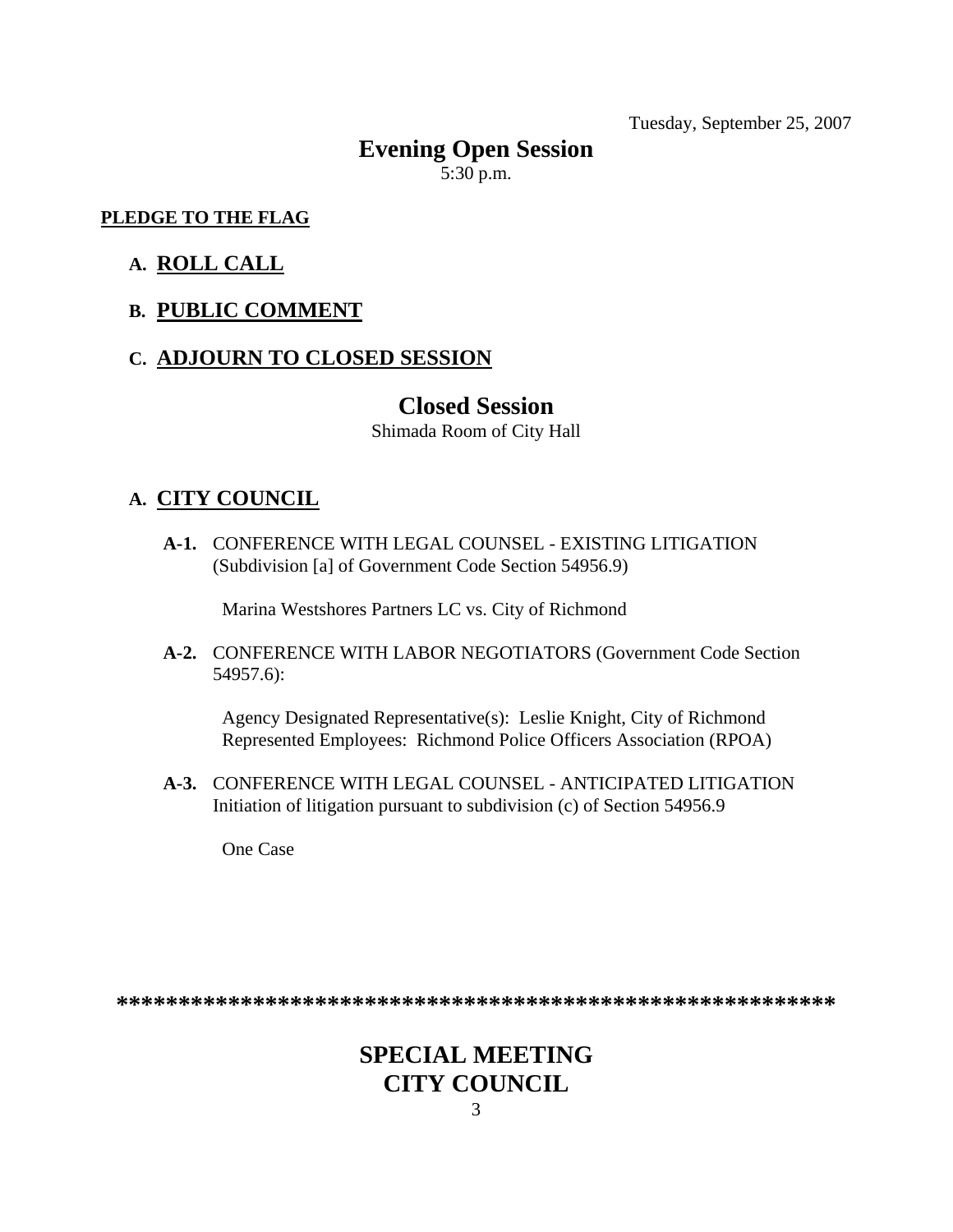Tuesday, September 25, 2007

# Evening Open Session

5:30 p.m.

**PLEDGE TO THE FLAG**

**A. ROLL CALL**

**B. PUBLIC COMMENT**

**C. ADJOURN TO CLOSED SESSION**

# Closed Session

Shimada Room of City Hall

**A. CITY COUNCIL**

**A-1.** CONFERENCE WITH LEGAL COUNSEL - EXISTING LITIGATION (Subdivision [a] of Government Code Section 54956.9)

Marina Westshores Partners LC vs. City of Richmond

**A-2.** CONFERENCE WITH LABOR NEGOTIATORS (Government Code Section 54957.6):

Agency Designated Representative(s): Leslie Knight, City of Richmond
Represented Employees: Richmond Police Officers Association (RPOA)

**A-3.** CONFERENCE WITH LEGAL COUNSEL - ANTICIPATED LITIGATION Initiation of litigation pursuant to subdivision (c) of Section 54956.9

One Case

**********************************************************

# SPECIAL MEETING CITY COUNCIL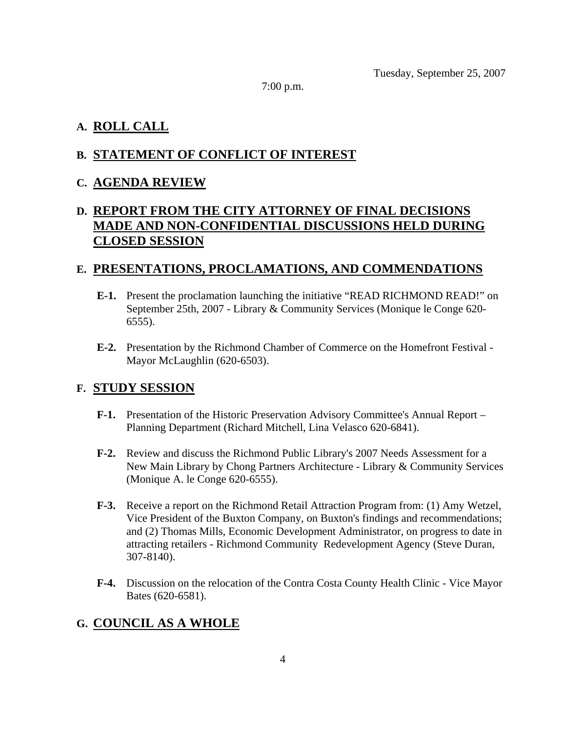Tuesday, September 25, 2007

7:00 p.m.

## A. ROLL CALL

## B. STATEMENT OF CONFLICT OF INTEREST

## C. AGENDA REVIEW

## D. REPORT FROM THE CITY ATTORNEY OF FINAL DECISIONS MADE AND NON-CONFIDENTIAL DISCUSSIONS HELD DURING CLOSED SESSION

## E. PRESENTATIONS, PROCLAMATIONS, AND COMMENDATIONS

**E-1.** Present the proclamation launching the initiative "READ RICHMOND READ!" on September 25th, 2007 - Library & Community Services (Monique le Conge 620-6555).

**E-2.** Presentation by the Richmond Chamber of Commerce on the Homefront Festival - Mayor McLaughlin (620-6503).

## F. STUDY SESSION

**F-1.** Presentation of the Historic Preservation Advisory Committee's Annual Report – Planning Department (Richard Mitchell, Lina Velasco 620-6841).

**F-2.** Review and discuss the Richmond Public Library's 2007 Needs Assessment for a New Main Library by Chong Partners Architecture - Library & Community Services (Monique A. le Conge 620-6555).

**F-3.** Receive a report on the Richmond Retail Attraction Program from: (1) Amy Wetzel, Vice President of the Buxton Company, on Buxton's findings and recommendations; and (2) Thomas Mills, Economic Development Administrator, on progress to date in attracting retailers - Richmond Community Redevelopment Agency (Steve Duran, 307-8140).

**F-4.** Discussion on the relocation of the Contra Costa County Health Clinic - Vice Mayor Bates (620-6581).

## G. COUNCIL AS A WHOLE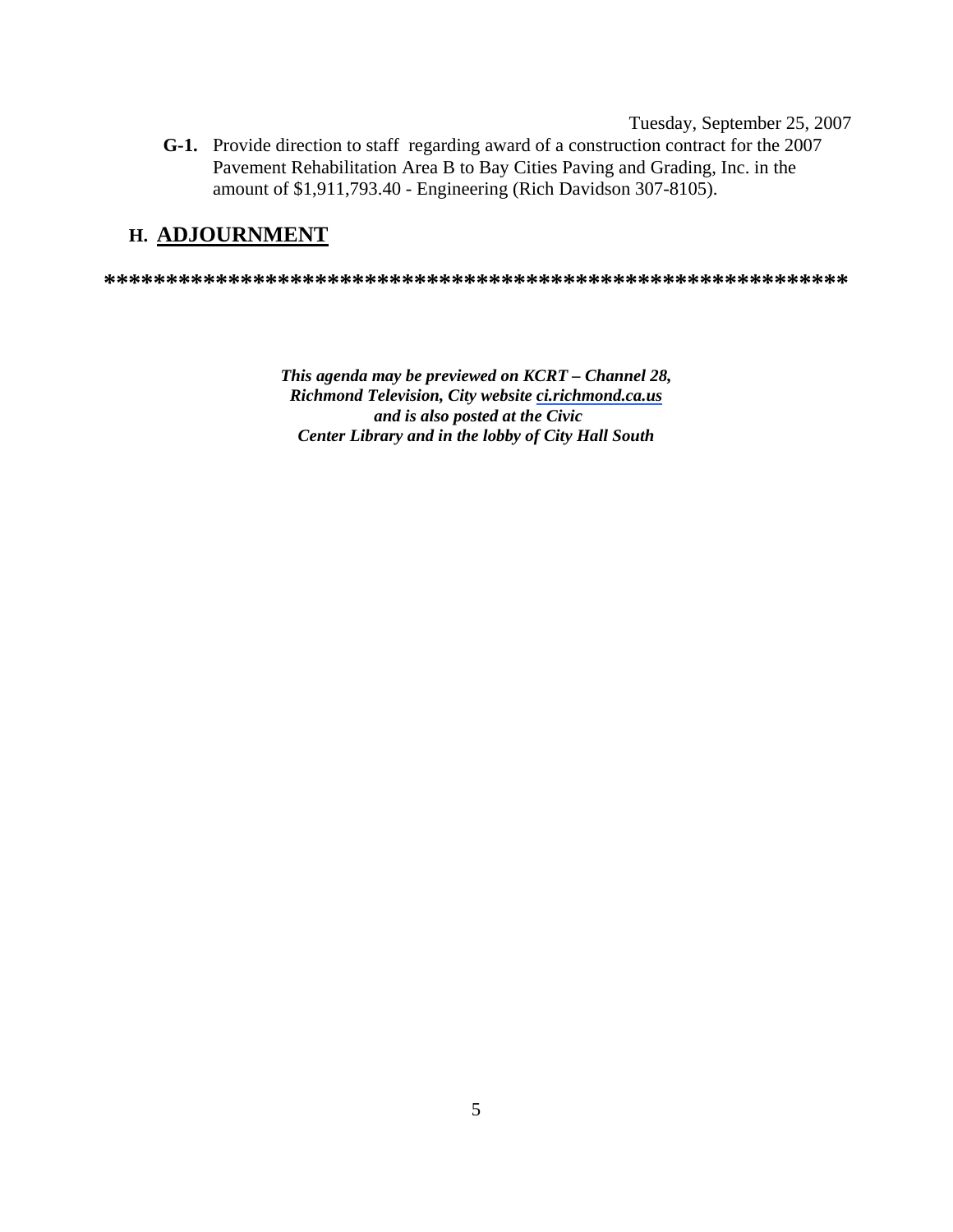**G-1.** Provide direction to staff regarding award of a construction contract for the 2007 Pavement Rehabilitation Area B to Bay Cities Paving and Grading, Inc. in the amount of $1,911,793.40 - Engineering (Rich Davidson 307-8105).

## H. ADJOURNMENT

**\*\*\*\*\*\*\*\*\*\*\*\*\*\*\*\*\*\*\*\*\*\*\*\*\*\*\*\*\*\*\*\*\*\*\*\*\*\*\*\*\*\*\*\*\*\*\*\*\*\*\*\*\*\*\*\*\*\*\*\***

***This agenda may be previewed on KCRT – Channel 28, Richmond Television, City website ci.richmond.ca.us and is also posted at the Civic Center Library and in the lobby of City Hall South***